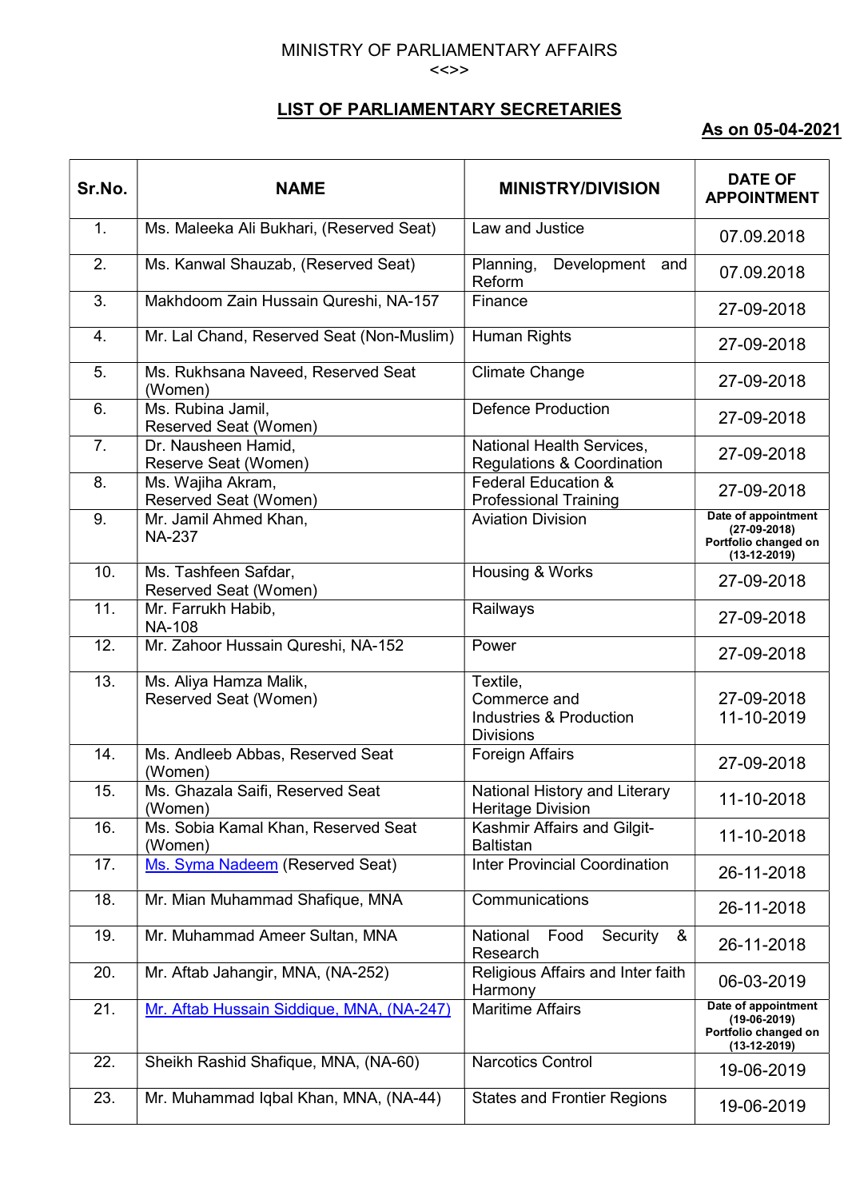MINISTRY OF PARLIAMENTARY AFFAIRS
<<>>

## LIST OF PARLIAMENTARY SECRETARIES

**As on 05-04-2021**

| Sr.No. | NAME | MINISTRY/DIVISION | DATE OF APPOINTMENT |
|---|---|---|---|
| 1. | Ms. Maleeka Ali Bukhari, (Reserved Seat) | Law and Justice | 07.09.2018 |
| 2. | Ms. Kanwal Shauzab, (Reserved Seat) | Planning, Development and Reform | 07.09.2018 |
| 3. | Makhdoom Zain Hussain Qureshi, NA-157 | Finance | 27-09-2018 |
| 4. | Mr. Lal Chand, Reserved Seat (Non-Muslim) | Human Rights | 27-09-2018 |
| 5. | Ms. Rukhsana Naveed, Reserved Seat (Women) | Climate Change | 27-09-2018 |
| 6. | Ms. Rubina Jamil, Reserved Seat (Women) | Defence Production | 27-09-2018 |
| 7. | Dr. Nausheen Hamid, Reserve Seat (Women) | National Health Services, Regulations & Coordination | 27-09-2018 |
| 8. | Ms. Wajiha Akram, Reserved Seat (Women) | Federal Education & Professional Training | 27-09-2018 |
| 9. | Mr. Jamil Ahmed Khan, NA-237 | Aviation Division | **Date of appointment (27-09-2018) Portfolio changed on (13-12-2019)** |
| 10. | Ms. Tashfeen Safdar, Reserved Seat (Women) | Housing & Works | 27-09-2018 |
| 11. | Mr. Farrukh Habib, NA-108 | Railways | 27-09-2018 |
| 12. | Mr. Zahoor Hussain Qureshi, NA-152 | Power | 27-09-2018 |
| 13. | Ms. Aliya Hamza Malik, Reserved Seat (Women) | Textile, Commerce and Industries & Production Divisions | 27-09-2018 11-10-2019 |
| 14. | Ms. Andleeb Abbas, Reserved Seat (Women) | Foreign Affairs | 27-09-2018 |
| 15. | Ms. Ghazala Saifi, Reserved Seat (Women) | National History and Literary Heritage Division | 11-10-2018 |
| 16. | Ms. Sobia Kamal Khan, Reserved Seat (Women) | Kashmir Affairs and Gilgit-Baltistan | 11-10-2018 |
| 17. | Ms. Syma Nadeem (Reserved Seat) | Inter Provincial Coordination | 26-11-2018 |
| 18. | Mr. Mian Muhammad Shafique, MNA | Communications | 26-11-2018 |
| 19. | Mr. Muhammad Ameer Sultan, MNA | National Food Security & Research | 26-11-2018 |
| 20. | Mr. Aftab Jahangir, MNA, (NA-252) | Religious Affairs and Inter faith Harmony | 06-03-2019 |
| 21. | Mr. Aftab Hussain Siddique, MNA, (NA-247) | Maritime Affairs | **Date of appointment (19-06-2019) Portfolio changed on (13-12-2019)** |
| 22. | Sheikh Rashid Shafique, MNA, (NA-60) | Narcotics Control | 19-06-2019 |
| 23. | Mr. Muhammad Iqbal Khan, MNA, (NA-44) | States and Frontier Regions | 19-06-2019 |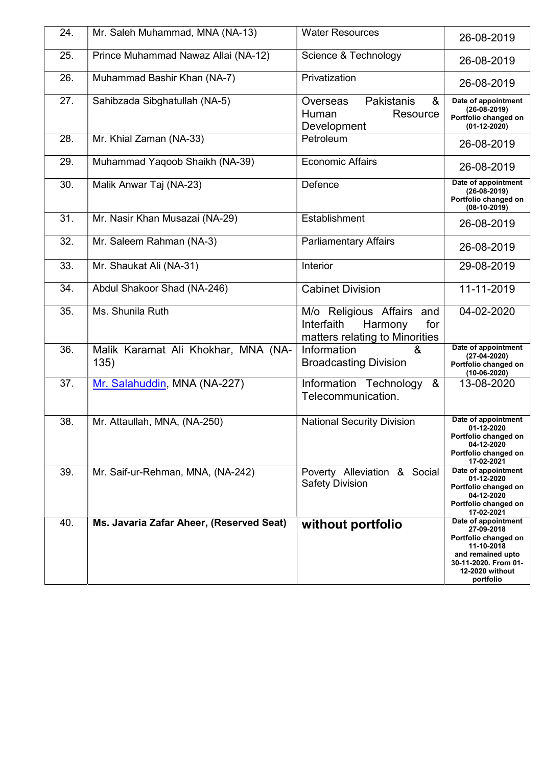| | | | |
|---|---|---|---|
| 24. | Mr. Saleh Muhammad, MNA (NA-13) | Water Resources | 26-08-2019 |
| 25. | Prince Muhammad Nawaz Allai (NA-12) | Science & Technology | 26-08-2019 |
| 26. | Muhammad Bashir Khan (NA-7) | Privatization | 26-08-2019 |
| 27. | Sahibzada Sibghatullah (NA-5) | Overseas Pakistanis & Human Resource Development | **Date of appointment (26-08-2019) Portfolio changed on (01-12-2020)** |
| 28. | Mr. Khial Zaman (NA-33) | Petroleum | 26-08-2019 |
| 29. | Muhammad Yaqoob Shaikh (NA-39) | Economic Affairs | 26-08-2019 |
| 30. | Malik Anwar Taj (NA-23) | Defence | **Date of appointment (26-08-2019) Portfolio changed on (08-10-2019)** |
| 31. | Mr. Nasir Khan Musazai (NA-29) | Establishment | 26-08-2019 |
| 32. | Mr. Saleem Rahman (NA-3) | Parliamentary Affairs | 26-08-2019 |
| 33. | Mr. Shaukat Ali (NA-31) | Interior | 29-08-2019 |
| 34. | Abdul Shakoor Shad (NA-246) | Cabinet Division | 11-11-2019 |
| 35. | Ms. Shunila Ruth | M/o Religious Affairs and Interfaith Harmony for matters relating to Minorities | 04-02-2020 |
| 36. | Malik Karamat Ali Khokhar, MNA (NA-135) | Information & Broadcasting Division | **Date of appointment (27-04-2020) Portfolio changed on (10-06-2020)** |
| 37. | Mr. Salahuddin, MNA (NA-227) | Information Technology & Telecommunication. | 13-08-2020 |
| 38. | Mr. Attaullah, MNA, (NA-250) | National Security Division | **Date of appointment 01-12-2020 Portfolio changed on 04-12-2020 Portfolio changed on 17-02-2021** |
| 39. | Mr. Saif-ur-Rehman, MNA, (NA-242) | Poverty Alleviation & Social Safety Division | **Date of appointment 01-12-2020 Portfolio changed on 04-12-2020 Portfolio changed on 17-02-2021** |
| 40. | **Ms. Javaria Zafar Aheer, (Reserved Seat)** | **without portfolio** | **Date of appointment 27-09-2018 Portfolio changed on 11-10-2018 and remained upto 30-11-2020. From 01-12-2020 without portfolio** |